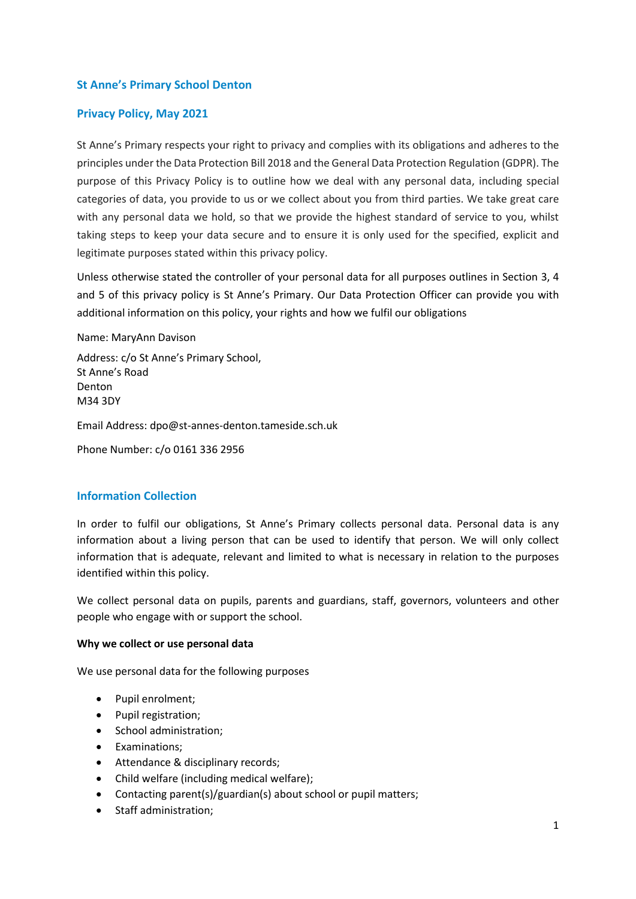## St Anne's Primary School Denton

## Privacy Policy, May 2021

St Anne's Primary respects your right to privacy and complies with its obligations and adheres to the principles under the Data Protection Bill 2018 and the General Data Protection Regulation (GDPR). The purpose of this Privacy Policy is to outline how we deal with any personal data, including special categories of data, you provide to us or we collect about you from third parties. We take great care with any personal data we hold, so that we provide the highest standard of service to you, whilst taking steps to keep your data secure and to ensure it is only used for the specified, explicit and legitimate purposes stated within this privacy policy.

Unless otherwise stated the controller of your personal data for all purposes outlines in Section 3, 4 and 5 of this privacy policy is St Anne's Primary. Our Data Protection Officer can provide you with additional information on this policy, your rights and how we fulfil our obligations

Name: MaryAnn Davison

Address: c/o St Anne's Primary School,
St Anne's Road
Denton
M34 3DY

Email Address: dpo@st-annes-denton.tameside.sch.uk

Phone Number: c/o 0161 336 2956

## Information Collection

In order to fulfil our obligations, St Anne's Primary collects personal data. Personal data is any information about a living person that can be used to identify that person. We will only collect information that is adequate, relevant and limited to what is necessary in relation to the purposes identified within this policy.

We collect personal data on pupils, parents and guardians, staff, governors, volunteers and other people who engage with or support the school.

**Why we collect or use personal data**

We use personal data for the following purposes

- Pupil enrolment;
- Pupil registration;
- School administration;
- Examinations;
- Attendance & disciplinary records;
- Child welfare (including medical welfare);
- Contacting parent(s)/guardian(s) about school or pupil matters;
- Staff administration;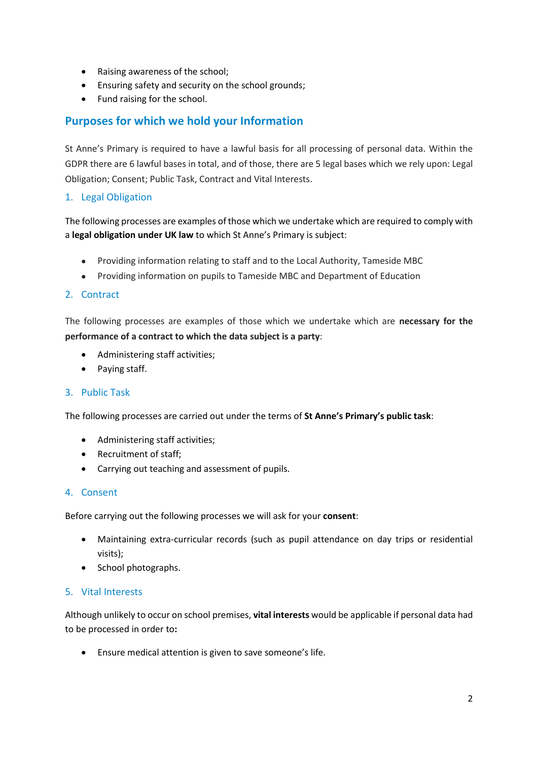- Raising awareness of the school;
- Ensuring safety and security on the school grounds;
- Fund raising for the school.

## Purposes for which we hold your Information

St Anne's Primary is required to have a lawful basis for all processing of personal data. Within the GDPR there are 6 lawful bases in total, and of those, there are 5 legal bases which we rely upon: Legal Obligation; Consent; Public Task, Contract and Vital Interests.

### 1. Legal Obligation

The following processes are examples of those which we undertake which are required to comply with a **legal obligation under UK law** to which St Anne's Primary is subject:

- Providing information relating to staff and to the Local Authority, Tameside MBC
- Providing information on pupils to Tameside MBC and Department of Education

### 2. Contract

The following processes are examples of those which we undertake which are **necessary for the performance of a contract to which the data subject is a party**:

- Administering staff activities;
- Paying staff.

### 3. Public Task

The following processes are carried out under the terms of **St Anne's Primary's public task**:

- Administering staff activities;
- Recruitment of staff;
- Carrying out teaching and assessment of pupils.

### 4. Consent

Before carrying out the following processes we will ask for your **consent**:

- Maintaining extra-curricular records (such as pupil attendance on day trips or residential visits);
- School photographs.

### 5. Vital Interests

Although unlikely to occur on school premises, **vital interests** would be applicable if personal data had to be processed in order to**:**

- Ensure medical attention is given to save someone's life.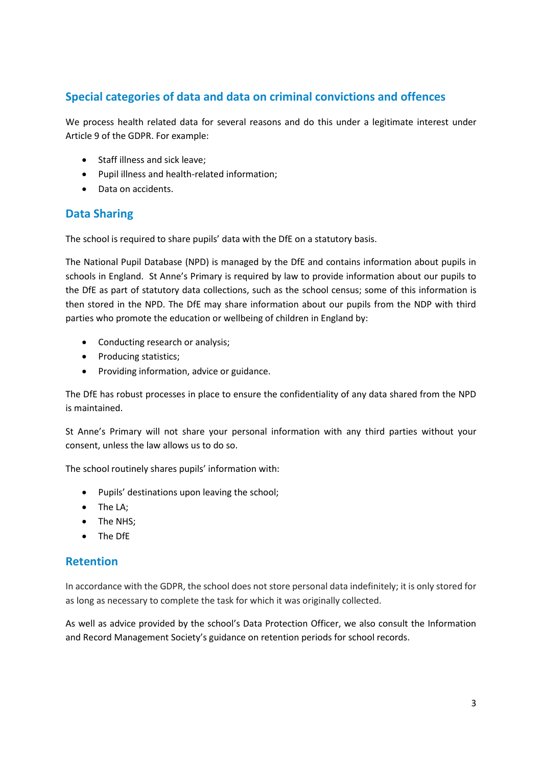## Special categories of data and data on criminal convictions and offences

We process health related data for several reasons and do this under a legitimate interest under Article 9 of the GDPR. For example:

- Staff illness and sick leave;
- Pupil illness and health-related information;
- Data on accidents.

## Data Sharing

The school is required to share pupils' data with the DfE on a statutory basis.

The National Pupil Database (NPD) is managed by the DfE and contains information about pupils in schools in England. St Anne's Primary is required by law to provide information about our pupils to the DfE as part of statutory data collections, such as the school census; some of this information is then stored in the NPD. The DfE may share information about our pupils from the NDP with third parties who promote the education or wellbeing of children in England by:

- Conducting research or analysis;
- Producing statistics;
- Providing information, advice or guidance.

The DfE has robust processes in place to ensure the confidentiality of any data shared from the NPD is maintained.

St Anne's Primary will not share your personal information with any third parties without your consent, unless the law allows us to do so.

The school routinely shares pupils' information with:

- Pupils' destinations upon leaving the school;
- The LA;
- The NHS;
- The DfE

## Retention

In accordance with the GDPR, the school does not store personal data indefinitely; it is only stored for as long as necessary to complete the task for which it was originally collected.

As well as advice provided by the school's Data Protection Officer, we also consult the Information and Record Management Society's guidance on retention periods for school records.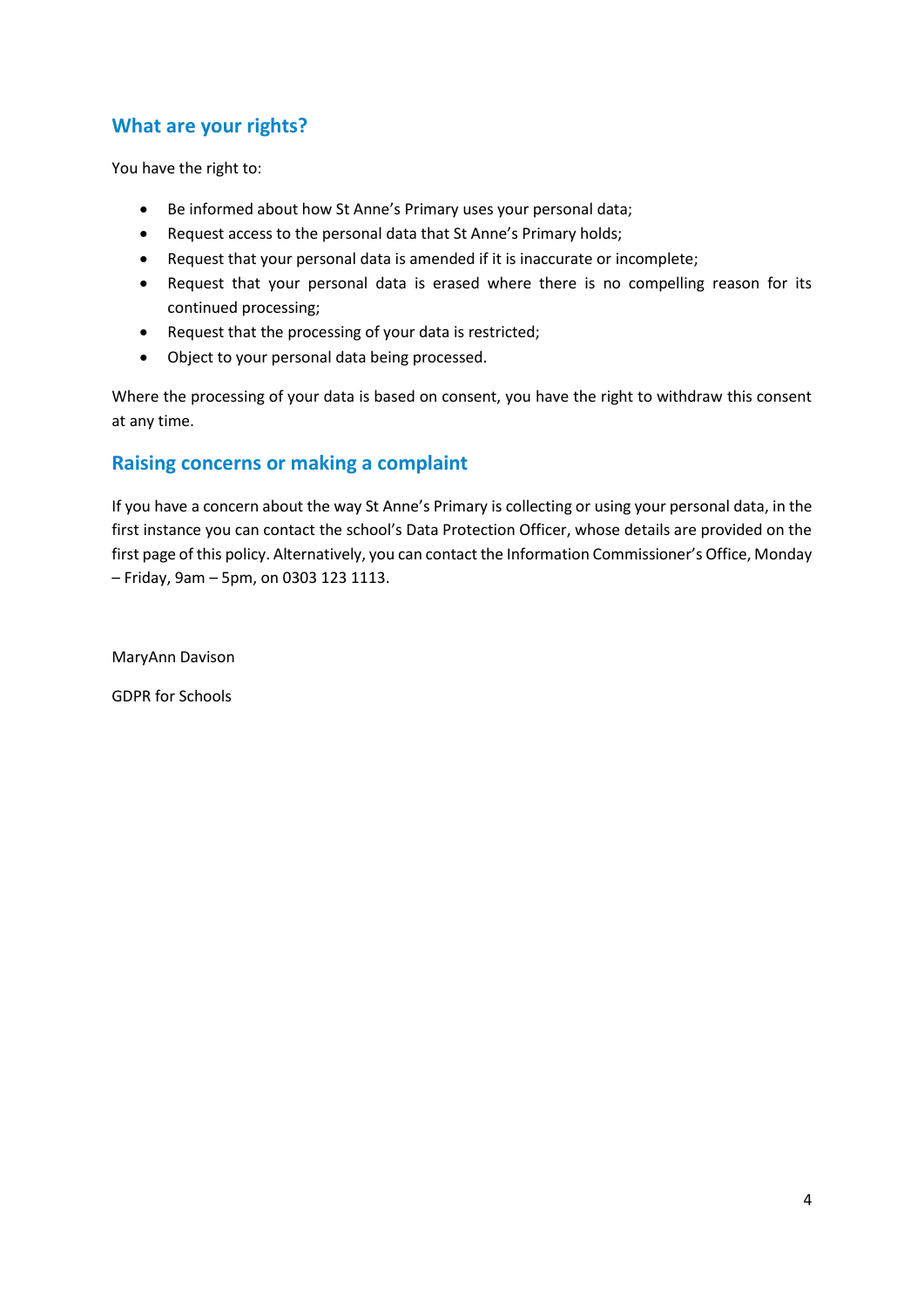## What are your rights?

You have the right to:

- Be informed about how St Anne's Primary uses your personal data;
- Request access to the personal data that St Anne's Primary holds;
- Request that your personal data is amended if it is inaccurate or incomplete;
- Request that your personal data is erased where there is no compelling reason for its continued processing;
- Request that the processing of your data is restricted;
- Object to your personal data being processed.

Where the processing of your data is based on consent, you have the right to withdraw this consent at any time.

## Raising concerns or making a complaint

If you have a concern about the way St Anne's Primary is collecting or using your personal data, in the first instance you can contact the school's Data Protection Officer, whose details are provided on the first page of this policy. Alternatively, you can contact the Information Commissioner's Office, Monday – Friday, 9am – 5pm, on 0303 123 1113.

MaryAnn Davison

GDPR for Schools